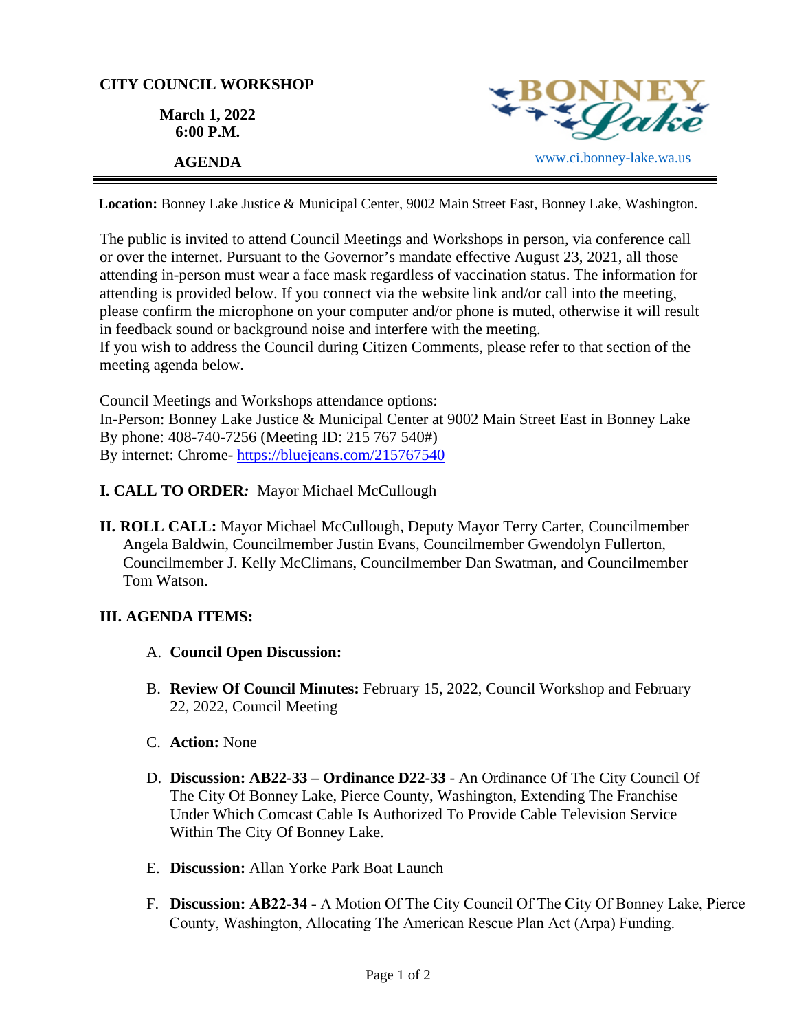**CITY COUNCIL WORKSHOP**

**March 1, 2022**
**6:00 P.M.**

**AGENDA**

BONNEY Lake

www.ci.bonney-lake.wa.us

**Location:** Bonney Lake Justice & Municipal Center, 9002 Main Street East, Bonney Lake, Washington.

The public is invited to attend Council Meetings and Workshops in person, via conference call or over the internet. Pursuant to the Governor's mandate effective August 23, 2021, all those attending in-person must wear a face mask regardless of vaccination status. The information for attending is provided below. If you connect via the website link and/or call into the meeting, please confirm the microphone on your computer and/or phone is muted, otherwise it will result in feedback sound or background noise and interfere with the meeting.
If you wish to address the Council during Citizen Comments, please refer to that section of the meeting agenda below.

Council Meetings and Workshops attendance options:
In-Person: Bonney Lake Justice & Municipal Center at 9002 Main Street East in Bonney Lake
By phone: 408-740-7256 (Meeting ID: 215 767 540#)
By internet: Chrome- https://bluejeans.com/215767540

**I. CALL TO ORDER***:* Mayor Michael McCullough

**II. ROLL CALL:** Mayor Michael McCullough, Deputy Mayor Terry Carter, Councilmember Angela Baldwin, Councilmember Justin Evans, Councilmember Gwendolyn Fullerton, Councilmember J. Kelly McClimans, Councilmember Dan Swatman, and Councilmember Tom Watson.

**III. AGENDA ITEMS:**

A. **Council Open Discussion:**

B. **Review Of Council Minutes:** February 15, 2022, Council Workshop and February 22, 2022, Council Meeting

C. **Action:** None

D. **Discussion: AB22-33 – Ordinance D22-33** - An Ordinance Of The City Council Of The City Of Bonney Lake, Pierce County, Washington, Extending The Franchise Under Which Comcast Cable Is Authorized To Provide Cable Television Service Within The City Of Bonney Lake.

E. **Discussion:** Allan Yorke Park Boat Launch

F. **Discussion: AB22-34 -** A Motion Of The City Council Of The City Of Bonney Lake, Pierce County, Washington, Allocating The American Rescue Plan Act (Arpa) Funding.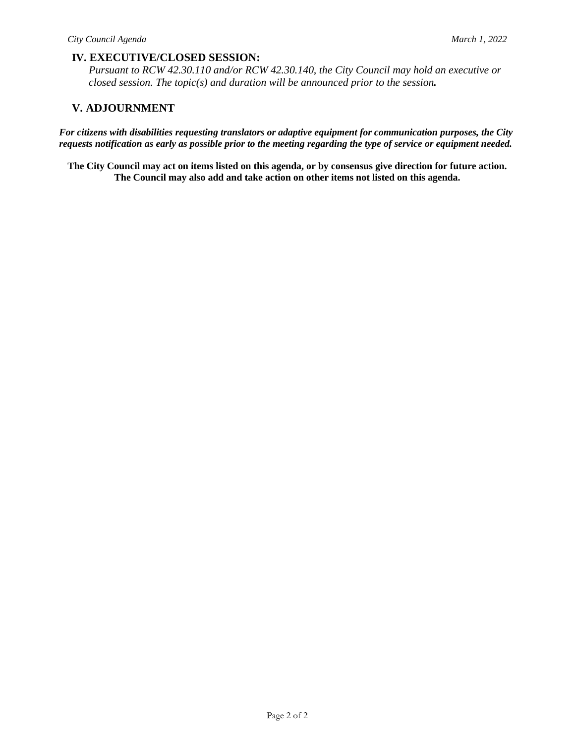## IV. EXECUTIVE/CLOSED SESSION:

*Pursuant to RCW 42.30.110 and/or RCW 42.30.140, the City Council may hold an executive or closed session. The topic(s) and duration will be announced prior to the session.*

## V. ADJOURNMENT

***For citizens with disabilities requesting translators or adaptive equipment for communication purposes, the City requests notification as early as possible prior to the meeting regarding the type of service or equipment needed.***

**The City Council may act on items listed on this agenda, or by consensus give direction for future action. The Council may also add and take action on other items not listed on this agenda.**